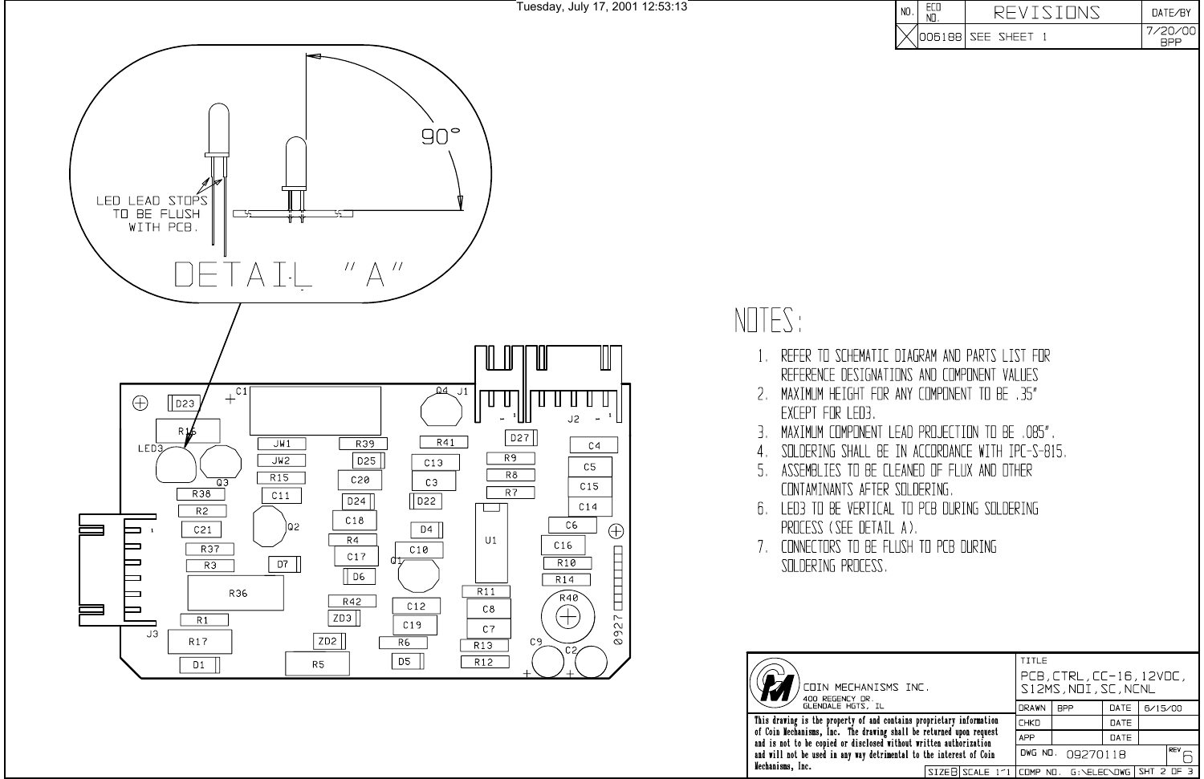Tuesday, July 17, 2001 12:53:13

| NO. | ECO NO. | REVISIONS | DATE/BY |
|---|---|---|---|
| | 006188 | SEE SHEET 1 | 7/20/00 BPP |

DETAIL "A"

90°

LED LEAD STOPS TO BE FLUSH WITH PCB.

# NOTES:

1. REFER TO SCHEMATIC DIAGRAM AND PARTS LIST FOR REFERENCE DESIGNATIONS AND COMPONENT VALUES
2. MAXIMUM HEIGHT FOR ANY COMPONENT TO BE .35" EXCEPT FOR LED3.
3. MAXIMUM COMPONENT LEAD PROJECTION TO BE .085".
4. SOLDERING SHALL BE IN ACCORDANCE WITH IPC-S-815.
5. ASSEMBLIES TO BE CLEANED OF FLUX AND OTHER CONTAMINANTS AFTER SOLDERING.
6. LED3 TO BE VERTICAL TO PCB DURING SOLDERING PROCESS (SEE DETAIL A).
7. CONNECTORS TO BE FLUSH TO PCB DURING SOLDERING PROCESS.

COIN MECHANISMS INC.
400 REGENCY DR.
GLENDALE HGTS, IL

This drawing is the property of and contains proprietary information of Coin Mechanisms, Inc. The drawing shall be returned upon request and is not to be copied or disclosed without written authorization and will not be used in any way detrimental to the interest of Coin Mechanisms, Inc.

| TITLE | PCB, CTRL, CC-16, 12VDC, S12MS, NOI, SC, NCNL | | |
|---|---|---|---|
| DRAWN | BPP | DATE | 6/15/00 |
| CHKD | | DATE | |
| APP | | DATE | |
| DWG NO. | 09270118 | REV | 6 |
| SIZE B | SCALE 1"1 | COMP NO. G:\ELEC\DWG | SHT 2 OF 3 |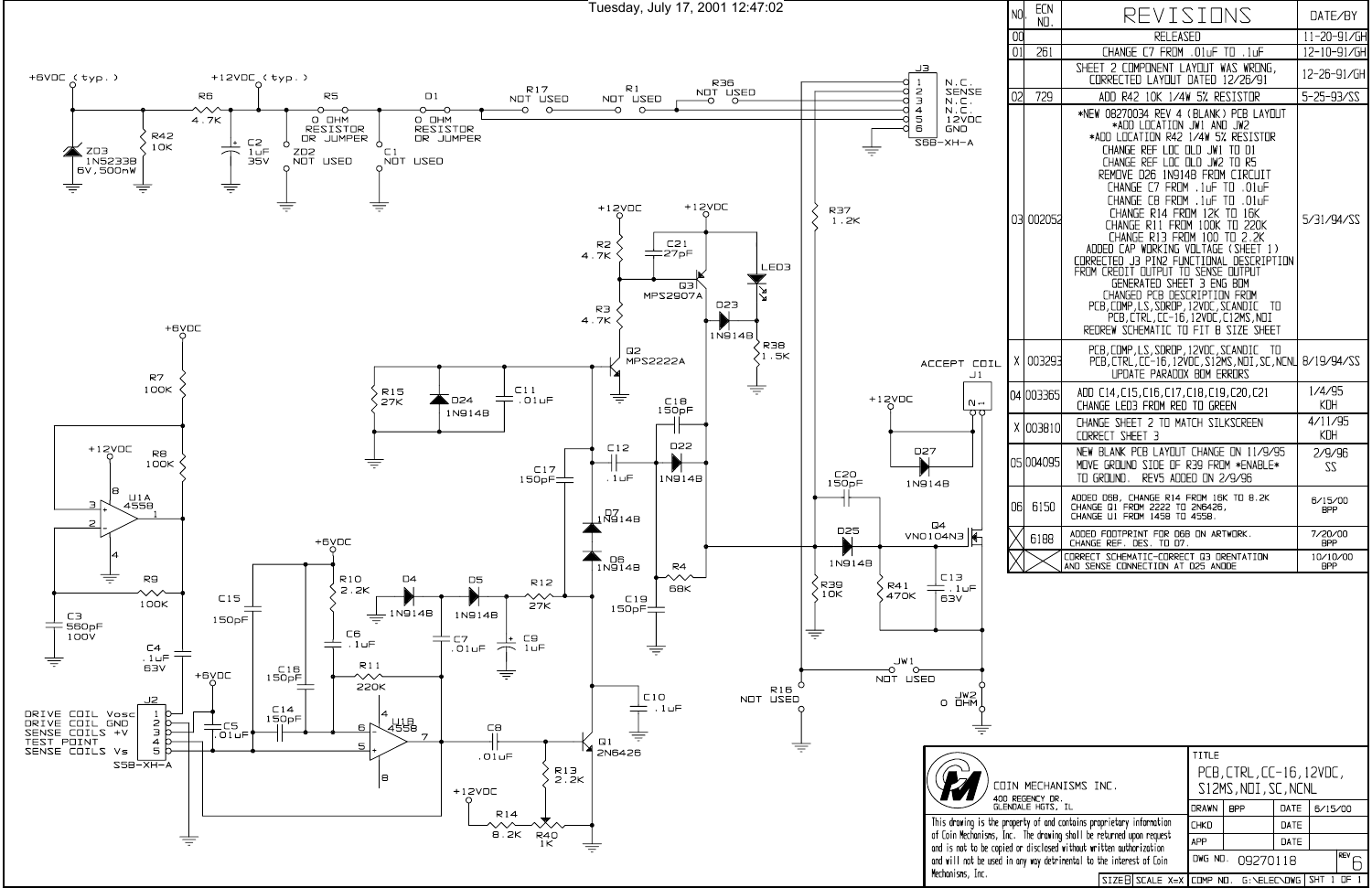| NO. | ECN NO. | REVISIONS | DATE/BY |
|---|---|---|---|
| 00 | | RELEASED | 11-20-91/GH |
| 01 | 261 | CHANGE C7 FROM .01uF TO .1uF | 12-10-91/GH |
| | | SHEET 2 COMPONENT LAYOUT WAS WRONG, CORRECTED LAYOUT DATED 12/26/91 | 12-26-91/GH |
| 02 | 729 | ADD R42 10K 1/4W 5% RESISTOR | 5-25-93/SS |
| 03 | 002052 | *NEW 08270034 REV 4 (BLANK) PCB LAYOUT<br>*ADD LOCATION JW1 AND JW2<br>*ADD LOCATION R42 1/4W 5% RESISTOR<br>CHANGE REF LOC OLD JW1 TO D1<br>CHANGE REF LOC OLD JW2 TO R5<br>REMOVE D26 1N914B FROM CIRCUIT<br>CHANGE C7 FROM .1uF TO .01uF<br>CHANGE C8 FROM .1uF TO .01uF<br>CHANGE R14 FROM 12K TO 16K<br>CHANGE R11 FROM 100K TO 220K<br>CHANGE R13 FROM 100 TO 2.2K<br>ADDED CAP WORKING VOLTAGE (SHEET 1)<br>CORRECTED J3 PIN2 FUNCTIONAL DESCRIPTION FROM CREDIT OUTPUT TO SENSE OUTPUT<br>GENERATED SHEET 3 ENG BOM<br>CHANGED PCB DESCRIPTION FROM PCB,COMP,LS,SORDP,12VDC,SCANDIC TO PCB,CTRL,CC-16,12VDC,S12MS,NDI<br>REDREW SCHEMATIC TO FIT B SIZE SHEET | 5/31/94/SS |
| X | 003293 | PCB,COMP,LS,SORDP,12VDC,SCANDIC TO PCB,CTRL,CC-16,12VDC,S12MS,NDI,SC,NCNL<br>UPDATE PARADOX BOM ERRORS | 8/19/94/SS |
| 04 | 003365 | ADD C14,C15,C16,C17,C18,C19,C20,C21<br>CHANGE LED3 FROM RED TO GREEN | 1/4/95 KDH |
| X | 003810 | CHANGE SHEET 2 TO MATCH SILKSCREEN<br>CORRECT SHEET 3 | 4/11/95 KDH |
| 05 | 004095 | NEW BLANK PCB LAYOUT CHANGE ON 11/9/95<br>MOVE GROUND SIDE OF R39 FROM *ENABLE* TO GROUND. REV5 ADDED ON 2/9/96 | 2/9/96 SS |
| 06 | 6150 | ADDED D6B, CHANGE R14 FROM 16K TO 8.2K<br>CHANGE Q1 FROM 2222 TO 2N6426,<br>CHANGE U1 FROM 1458 TO 4558. | 6/15/00 BPP |
| X | 6188 | ADDED FOOTPRINT FOR D6B ON ARTWORK.<br>CHANGE REF. DES. TO D7. | 7/20/00 BPP |
| X | | CORRECT SCHEMATIC-CORRECT Q3 ORENTATION AND SENSE CONNECTION AT D25 ANODE | 10/10/00 BPP |

**J3 (S5B-XH-A):** 1 N.C., 2 SENSE, 3 N.C., 4 N.C., 5 12VDC, 6 GND

**J2 (S5B-XH-A):** 1 DRIVE COIL Vosc, 2 DRIVE COIL GND, 3 SENSE COILS +V, 4 TEST POINT, 5 SENSE COILS Vs

**J1:** ACCEPT COIL

Components: +6VDC (typ.), +12VDC (typ.), ZD3 1N5233B 6V,500mW, R42 10K, R6 4.7K, C2 1uF 35V, R5 0 OHM RESISTOR OR JUMPER, ZD2 NOT USED, D1 0 OHM RESISTOR OR JUMPER, C1 NOT USED, R17 NOT USED, R1 NOT USED, R36 NOT USED, R37 1.2K, R2 4.7K, R3 4.7K, C21 27pF, Q3 MPS2907A, LED3, D23 1N914B, R38 1.5K, Q2 MPS2222A, R15 27K, D24 1N914B, C11 .01uF, R7 100K, R8 100K, U1A 4558, R9 100K, C3 560pF 100V, C4 .1uF 63V, C18 150pF, C12 .1uF, D22 1N914B, C17 150pF, D7 1N914B, D6 1N914B, R4 68K, C19 150pF, C15 150pF, R10 2.2K, D4 1N914B, D5 1N914B, R12 27K, C6 .1uF, C7 .01uF, C9 1uF, C16 150pF, R11 220K, C5 .01uF, C14 150pF, U1B 4558, C8 .01uF, Q1 2N6426, C10 .1uF, R13 2.2K, R14 8.2K, R40 1K, C20 150pF, D27 1N914B, D25 1N914B, Q4 VN0104N3, R39 10K, R41 470K, C13 .1uF 63V, JW1 NOT USED, JW2 0 OHM, R16 NOT USED

COIN MECHANISMS INC.
400 REGENCY DR.
GLENDALE HGTS, IL

This drawing is the property of and contains proprietary information of Coin Mechanisms, Inc. The drawing shall be returned upon request and is not to be copied or disclosed without written authorization and will not be used in any way detrimental to the interest of Coin Mechanisms, Inc.

| TITLE | PCB,CTRL,CC-16,12VDC, S12MS,NDI,SC,NCNL | | |
|---|---|---|---|
| DRAWN | BPP | DATE | 6/15/00 |
| CHKD | | DATE | |
| APP | | DATE | |
| DWG NO. | 09270118 | REV | 6 |
| SIZE B | SCALE X=X | COMP NO. G:\ELEC\DWG | SHT 1 OF 1 |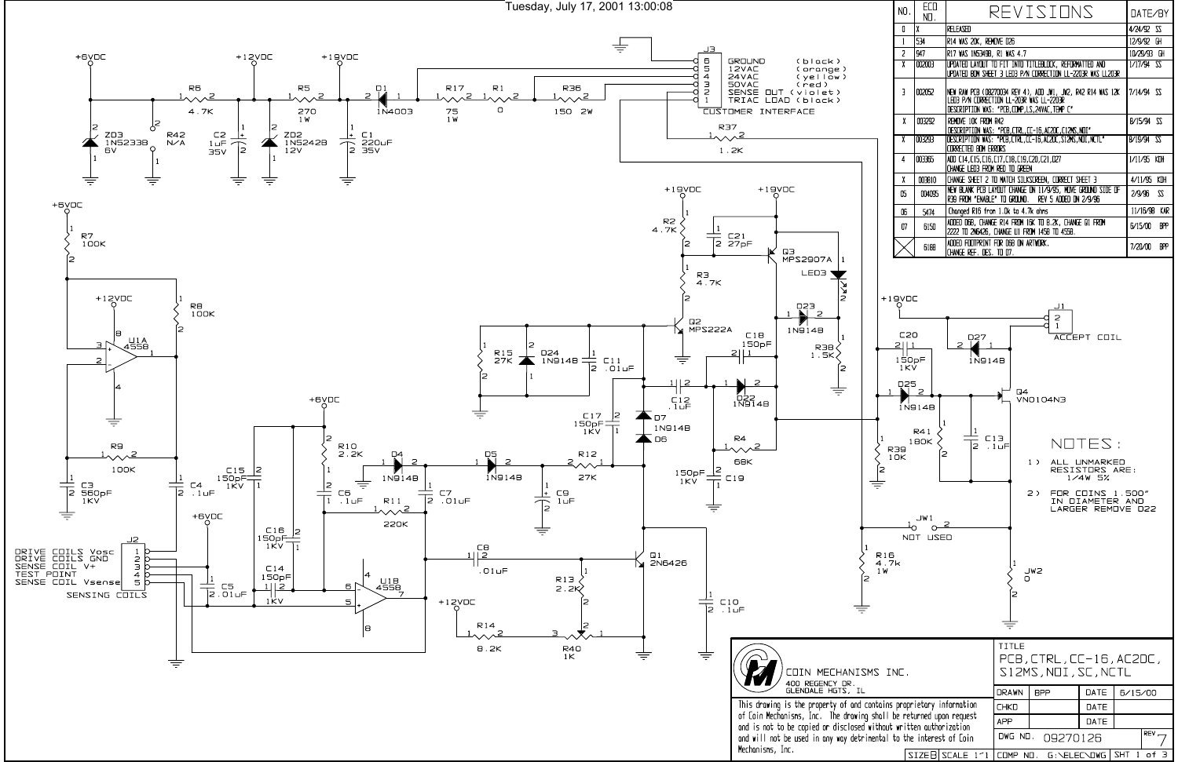Tuesday, July 17, 2001 13:00:08

| NO. | ECO NO. | REVISIONS | DATE/BY |
|---|---|---|---|
| 0 | X | RELEASED | 4/24/92 SS |
| 1 | 534 | R14 WAS 20K, REMOVE D26 | 12/9/92 GH |
| 2 | 947 | R17 WAS 1N5340B, R1 WAS 4.7 | 10/29/93 GH |
| X | 002003 | UPDATED LAYOUT TO FIT INTO TITLEBLOCK, REFORMATTED AND UPDATED BOM SHEET 3 LED3 P/N CORRECTION LL-2203R WAS LL203R | 1/17/94 SS |
| 3 | 002052 | NEW RAW PCB (08270034 REV 4), ADD JW1, JW2, R42 R14 WAS 12K LED3 P/N CORRECTION LL-203R WAS LL-2203R DESCRIPTION WAS: "PCB,COMP,LS,24VAC,TEMP C" | 7/14/94 SS |
| X | 003202 | REMOVE 10K FROM R42 DESCRIPTION WAS: "PCB,CTRL,CC-16,AC20C,C12MS,NOI" | 8/15/94 SS |
| X | 003293 | DESCRIPTION WAS: "PCB,CTRL,CC-16,AC20C,S12MS,NOI,NCTL" CORRECTED BOM ERRORS | 8/19/94 SS |
| 4 | 003365 | ADD C14,C15,C16,C17,C18,C19,C20,C21,D27 CHANGE LED3 FROM RED TO GREEN | 1/11/95 KDH |
| X | 003810 | CHANGE SHEET 2 TO MATCH SILKSCREEN, CORRECT SHEET 3 | 4/11/95 KDH |
| 05 | 004095 | NEW BLANK PCB LAYOUT CHANGE ON 11/9/95, MOVE GROUND SIDE OF R39 FROM "ENABLE" TO GROUND. REV 5 ADDED ON 2/9/96 | 2/9/96 SS |
| 06 | 5474 | Changed R16 from 1.0k to 4.7k ohms | 11/16/98 KAR |
| 07 | 6150 | ADDED D6B, CHANGE R14 FROM 16K TO 8.2K, CHANGE Q1 FROM 2222 TO 2N6426, CHANGE U1 FROM 1458 TO 4558. | 6/15/00 BPP |
| | 6168 | ADDED FOOTPRINT FOR D6B ON ARTWORK. CHANGE REF. DES. TO 07. | 7/20/00 BPP |

J3 CUSTOMER INTERFACE:
- 6 GROUND (black)
- 5 12VAC (orange)
- 4 24VAC (yellow)
- 3 50VAC (red)
- 2 SENSE OUT (violet)
- 1 TRIAC LOAD (black)

J2 SENSING COILS:
1. DRIVE COILS Vosc
2. DRIVE COILS GND
3. SENSE COIL V+
4. TEST POINT
5. SENSE COIL Vsense

J1 ACCEPT COIL

NOTES:
1) ALL UNMARKED RESISTORS ARE: 1/4W 5%
2) FOR COINS 1.500" IN DIAMETER AND LARGER REMOVE D22

COIN MECHANISMS INC.
400 REGENCY DR.
GLENDALE HGTS, IL

This drawing is the property of and contains proprietary information of Coin Mechanisms, Inc. The drawing shall be returned upon request and is not to be copied or disclosed without written authorization and will not be used in any way detrimental to the interest of Coin Mechanisms, Inc.

| TITLE | PCB, CTRL, CC-16, AC20C, S12MS, NOI, SC, NCTL | | |
|---|---|---|---|
| DRAWN | BPP | DATE | 6/15/00 |
| CHKD | | DATE | |
| APP | | DATE | |
| DWG NO. | 09270126 | REV | 7 |
| SIZE B | SCALE 1"=1 | COMP NO. G:\ELEC\DWG | SHT 1 of 3 |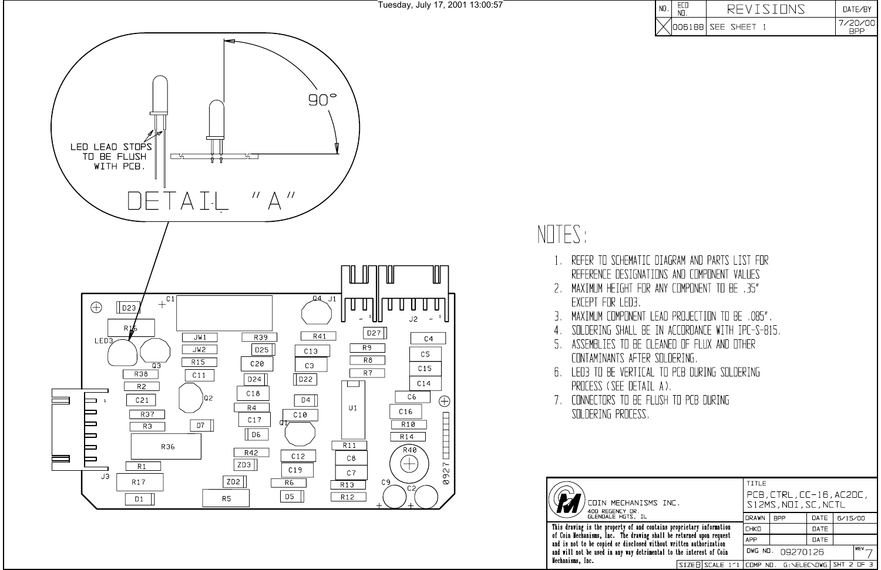Tuesday, July 17, 2001 13:00:57

| NO. | ECO NO. | REVISIONS | DATE/BY |
|---|---|---|---|
| X | 006188 | SEE SHEET 1 | 7/20/00 BPP |

LED LEAD STOPS TO BE FLUSH WITH PCB.

90°

DETAIL "A"

D23, C1, R16, LED3, Q3, JW1, JW2, R15, R38, R2, C21, R37, R3, R36, R1, J3, R17, D1, Q2, C11, D7, ZD2, R5, R39, D25, C20, D24, C18, R4, C17, D6, R42, ZD3, Q4, J1, R41, C13, C3, D22, D4, C10, Q1, C12, C19, R6, D5, D27, R9, R8, R7, U1, R11, C8, C7, R13, R12, C9, J2, C4, C5, C15, C14, C6, C16, R10, R14, R40, C2, 0927

# NOTES:

1. REFER TO SCHEMATIC DIAGRAM AND PARTS LIST FOR REFERENCE DESIGNATIONS AND COMPONENT VALUES
2. MAXIMUM HEIGHT FOR ANY COMPONENT TO BE .35" EXCEPT FOR LED3.
3. MAXIMUM COMPONENT LEAD PROJECTION TO BE .085".
4. SOLDERING SHALL BE IN ACCORDANCE WITH IPC-S-815.
5. ASSEMBLIES TO BE CLEANED OF FLUX AND OTHER CONTAMINANTS AFTER SOLDERING.
6. LED3 TO BE VERTICAL TO PCB DURING SOLDERING PROCESS (SEE DETAIL A).
7. CONNECTORS TO BE FLUSH TO PCB DURING SOLDERING PROCESS.

COIN MECHANISMS INC.
400 REGENCY DR.
GLENDALE HGTS, IL

This drawing is the property of and contains proprietary information of Coin Mechanisms, Inc. The drawing shall be returned upon request and is not to be copied or disclosed without written authorization and will not be used in any way detrimental to the interest of Coin Mechanisms, Inc.

| TITLE | PCB, CTRL, CC-16, AC2DC, S12MS, NDI, SC, NCTL | | |
|---|---|---|---|
| DRAWN | BPP | DATE | 6/15/00 |
| CHKD | | DATE | |
| APP | | DATE | |
| DWG NO. | 09270126 | REV | 7 |
| SIZE B | SCALE 1"1 | COMP NO. G:\ELEC\DWG | SHT 2 OF 3 |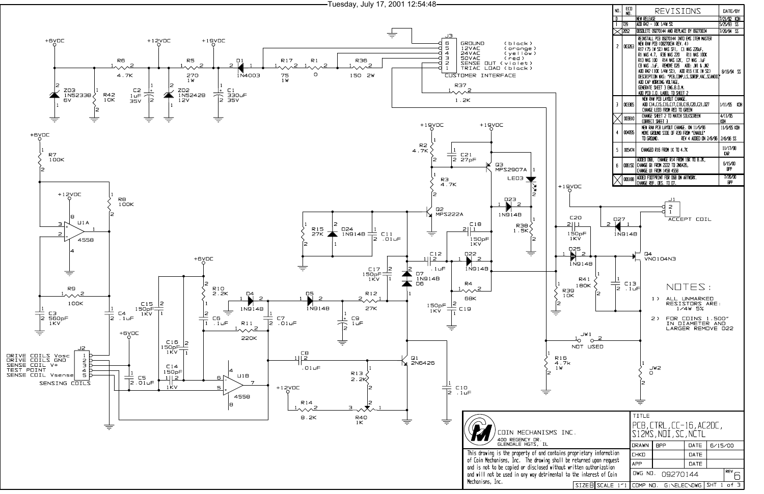Tuesday, July 17, 2001 12:54:48

| NO. | ECO NO. | REVISIONS | DATE/BY |
|---|---|---|---|
| 0 | | NEW RELEASE | 7/21/92 KOH |
| 1 | 729 | ADD R42 - 10K 1/4W 5% | 5/25/93 SS |
| X | 2052 | OBSOLETE 09270144 AND REPLACE BY 09270034 | 7/20/94 SS |
| 2 | 003263 | REINSTALL PCB 09270144 INTO EMS ITEM MASTER NEW RAW PCB (08270034 REV. 4) R17 (75 1W 5%) WAS SF1, C1 WAS 220uF, R1 WAS 4.7, R36 WAS 220 R11 WAS 100K R13 WAS 100 R14 WAS 12K, C7 WAS .1uF C8 WAS .1uF, REMOVE D26 ADD: JW1 & JW2 ADD R42 (10K 1/4W 5%), ADD R15 (1K 1W 5%) DESCRIPTION WAS: "PCB,COMP,LS,SORUP,VAC,SCANDIC" ADD CAP WORKING VOLTAGE, GENERATE SHEET 3 ENG.B.O.M. ADD PCB I.D. LABEL TO SHEET 2 | 8/16/94 SS |
| 3 | 003365 | NEW RAW PCB LAYOUT CHANGE. ADD C14,C15,C16,C17,C18,C19,C20,C21,C27 CHANGE LED3 FROM RED TO GREEN | 1/11/95 KOH |
| X | 003810 | CHANGE SHEET 2 TO MATCH SILKSCREEN CORRECT SHEET 3 | 4/11/95 KOH |
| 4 | 004095 | NEW RAW PCB LAYOUT CHANGE. ON 11/9/95 MOVE GROUND SIDE OF R39 FROM "ENABLE" TO GROUND. REV 4 ADDED ON 2/8/96 | 11/9/95 KOH 2/8/96 SS |
| 5 | 005474 | CHANGED R16 FROM 1K TO 4.7K | 11/17/98 KAR |
| 6 | 006150 | ADDED D66, CHANGE R14 FROM 16K TO 8.2K, CHANGE Q1 FROM 2222 TO 2N6426, CHANGE U1 FROM 1458 4558 | 6/15/00 BPP |
| X | 006188 | ADDED FOOTPRINT FOR D66 ON ARTWORK. CHANGE REF. DES. TO D7. | 7/20/00 BPP |

J3 CUSTOMER INTERFACE:
- 6 GROUND (black)
- 5 12VAC (orange)
- 4 24VAC (yellow)
- 3 50VAC (red)
- 2 SENSE OUT (violet)
- 1 TRIAC LOAD (black)

J2 SENSING COILS:
- 1 DRIVE COILS Vosc
- 2 DRIVE COILS GND
- 3 SENSE COIL V+
- 4 TEST POINT
- 5 SENSE COIL Vsense

J1 ACCEPT COIL

NOTES:

1) ALL UNMARKED RESISTORS ARE: 1/4W 5%

2) FOR COINS 1.500" IN DIAMETER AND LARGER REMOVE D22

COIN MECHANISMS INC.
400 REGENCY DR.
GLENDALE HGTS, IL

This drawing is the property of and contains proprietary information of Coin Mechanisms, Inc. The drawing shall be returned upon request and is not to be copied or disclosed without written authorization and will not be used in any way detrimental to the interest of Coin Mechanisms, Inc.

| | | | |
|---|---|---|---|
| TITLE | PCB,CTRL,CC-16,AC2DC, S12MS,NDI,SC,NCTL | | |
| DRAWN | BPP | DATE | 6/15/00 |
| CHKD | | DATE | |
| APP | | DATE | |
| DWG NO. | 09270144 | REV | 6 |
| SIZE B | SCALE 1"=1 | COMP NO. G:\ELEC\DWG | SHT 1 of 3 |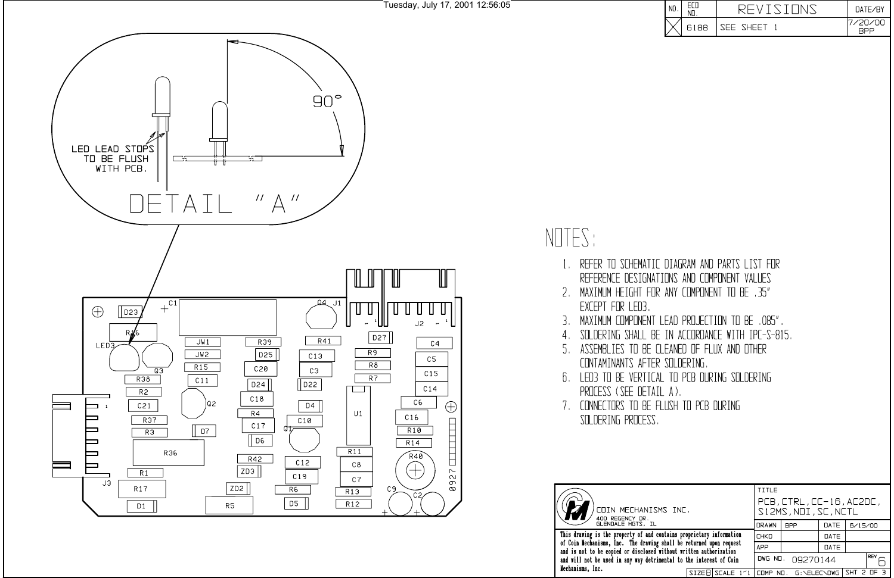Tuesday, July 17, 2001 12:56:05

| NO. | ECO NO. | REVISIONS | DATE/BY |
|---|---|---|---|
| X | 6188 | SEE SHEET 1 | 7/20/00 BPP |

LED LEAD STOPS TO BE FLUSH WITH PCB.

90°

DETAIL "A"

D23, C1, Q4, J1, J2, R16, LED3, Q3, JW1, JW2, R15, R39, D25, C20, R41, C13, C3, D27, R9, R8, R7, C4, C5, C15, C14, R38, C11, D24, D22, R2, C21, Q2, C18, R4, D4, U1, C6, C16, R37, C17, C10, Q1, R10, R3, D7, D6, R14, R36, R42, R11, R40, ZD3, C12, C8, R1, C19, C7, J3, R17, ZD2, R6, R13, C9, C2, D1, R5, D5, R12, 0927

# NOTES:

1. REFER TO SCHEMATIC DIAGRAM AND PARTS LIST FOR REFERENCE DESIGNATIONS AND COMPONENT VALUES
2. MAXIMUM HEIGHT FOR ANY COMPONENT TO BE .35" EXCEPT FOR LED3.
3. MAXIMUM COMPONENT LEAD PROJECTION TO BE .085".
4. SOLDERING SHALL BE IN ACCORDANCE WITH IPC-S-815.
5. ASSEMBLIES TO BE CLEANED OF FLUX AND OTHER CONTAMINANTS AFTER SOLDERING.
6. LED3 TO BE VERTICAL TO PCB DURING SOLDERING PROCESS (SEE DETAIL A).
7. CONNECTORS TO BE FLUSH TO PCB DURING SOLDERING PROCESS.

COIN MECHANISMS INC.
400 REGENCY DR.
GLENDALE HGTS, IL

This drawing is the property of and contains proprietary information of Coin Mechanisms, Inc. The drawing shall be returned upon request and is not to be copied or disclosed without written authorization and will not be used in any way detrimental to the interest of Coin Mechanisms, Inc.

| TITLE | PCB, CTRL, CC-16, AC2DC, S12MS, NDI, SC, NCTL | | |
|---|---|---|---|
| DRAWN | BPP | DATE | 6/15/00 |
| CHKD | | DATE | |
| APP | | DATE | |
| DWG NO. | 09270144 | REV | 6 |
| SIZE B | SCALE 1"1 | COMP NO. G:\ELEC\DWG | SHT 2 OF 3 |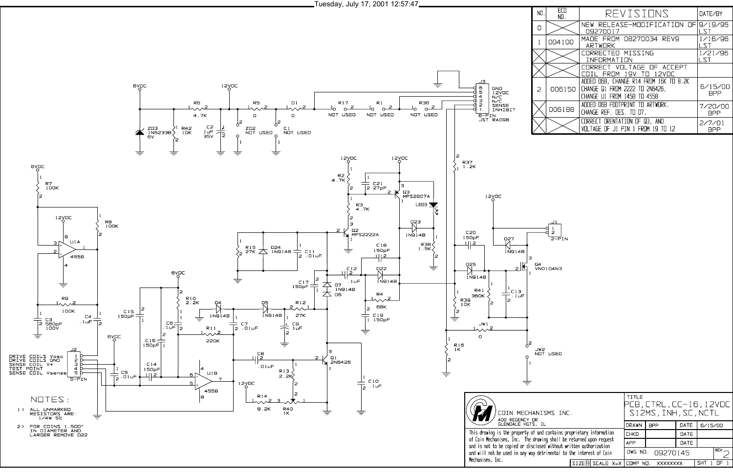Tuesday, July 17, 2001 12:57:47

## REVISIONS

| NO. | ECO NO. | REVISIONS | DATE/BY |
|---|---|---|---|
| 0 | | NEW RELEASE-MODIFICATION OF 09270017 | 9/19/95 LST |
| 1 | 004100 | MADE FROM 08270034 REV9 ARTWORK | 1/16/96 LST |
| | | CORRECTED MISSING INFORMATION | 1/21/96 LST |
| | | CORRECT VOLTAGE OF ACCEPT COIL FROM 19V TO 12VDC | |
| 2 | 006150 | ADDED D6B, CHANGE R14 FROM 16K TO 8.2K CHANGE Q1 FROM 2222 TO 2N6426, CHANGE U1 FROM 1458 TO 4558 | 6/15/00 BPP |
| | 006188 | ADDED D6B FOOTPRINT TO ARTWORK. CHANGE REF. DES. TO D7. | 7/20/00 BPP |
| | | CORRECT ORENTATION OF Q3, AND VOLTAGE OF J1 PIN 1 FROM 19 TO 12 | 2/7/01 BPP |

J3 (6-PIN JST RA098): 6 GND, 5 12VDC, 4 N/C, 3 N/C, 2 SENSE, 1 INHIBIT

J2 (5-PIN): 1 DRIVE COILS Vosc, 2 DRIVE COILS GND, 3 SENSE COIL V+, 4 TEST POINT, 5 SENSE COIL Vsense

J1 (2-PIN)

Components: ZD3 1N5233B 6V; R6 4.7K; R42 10K; C2 1uF 35V; R5 0; ZD2 NOT USED; D1 0; C1 NOT USED; R17 NOT USED; R1 NOT USED; R36 NOT USED; R37 1.2K; R7 100K; R8 100K; U1A 4558; R9 100K; C3 560pF 100V; C4 .1uF; R2 4.7K; C21 27pF; Q3 MPS2907A; LED3; R3 4.7K; Q2 MPS2222A; D23 1N914B; R38 1.5K; R15 27K; D24 1N914B; C11 .01uF; C18 150pF; C20 150pF; D27 1N914B; C12 .1uF; D22 1N914B; D25 1N914B; Q4 VN0104N3; C17 150pF; D7 1N914B D6; R4 68K; C19 150pF; R41 360K; C13 .1uF; R39 10K; R10 2.2K; D4 1N914B; D5 1N914B; R12 27K; C15 150pF; C6 .1uF; C7 .01uF; C9 1uF; R11 220K; C16 150pF; JW1 0; JW2 NOT USED; R16 1K; C8 .01uF; Q1 2N6426; C5 .01uF; C14 150pF; U1B 4558; R13 2.2K; C10 .1uF; R14 8.2K; R40 1K.

## NOTES:

1) ALL UNMARKED RESISTORS ARE: 1/4W 5%

2) FOR COINS 1.500" IN DIAMETER AND LARGER REMOVE D22

COIN MECHANISMS INC.
400 REGENCY DR.
GLENDALE HGTS, IL

This drawing is the property of and contains proprietary information of Coin Mechanisms, Inc. The drawing shall be returned upon request and is not to be copied or disclosed without written authorization and will not be used in any way detrimental to the interest of Coin Mechanisms, Inc.

| | |
|---|---|
| TITLE | PCB, CTRL, CC-16, 12VDC S12MS, INH, SC, NCTL |
| DRAWN | BPP — DATE 6/15/00 |
| CHKD | DATE |
| APP | DATE |
| DWG NO. | 09270145 — REV 2 |
| SIZE | B — SCALE X=X |
| COMP NO. | XXXXXXXX |
| SHT | 1 OF 1 |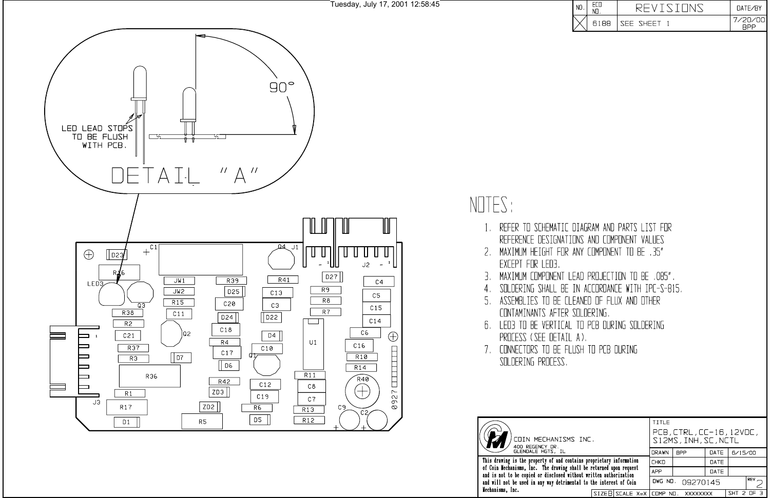Tuesday, July 17, 2001 12:58:45

| NO. | ECO NO. | REVISIONS | DATE/BY |
|---|---|---|---|
| X | 6188 | SEE SHEET 1 | 7/20/00 BPP |

LED LEAD STOPS TO BE FLUSH WITH PCB.

90°

DETAIL "A"

# NOTES:

1. REFER TO SCHEMATIC DIAGRAM AND PARTS LIST FOR REFERENCE DESIGNATIONS AND COMPONENT VALUES
2. MAXIMUM HEIGHT FOR ANY COMPONENT TO BE .35" EXCEPT FOR LED3.
3. MAXIMUM COMPONENT LEAD PROJECTION TO BE .085".
4. SOLDERING SHALL BE IN ACCORDANCE WITH IPC-S-815.
5. ASSEMBLIES TO BE CLEANED OF FLUX AND OTHER CONTAMINANTS AFTER SOLDERING.
6. LED3 TO BE VERTICAL TO PCB DURING SOLDERING PROCESS (SEE DETAIL A).
7. CONNECTORS TO BE FLUSH TO PCB DURING SOLDERING PROCESS.

COIN MECHANISMS INC.
400 REGENCY DR.
GLENDALE HGTS, IL

This drawing is the property of and contains proprietary information of Coin Mechanisms, Inc. The drawing shall be returned upon request and is not to be copied or disclosed without written authorization and will not be used in any way detrimental to the interest of Coin Mechanisms, Inc.

| TITLE | PCB, CTRL, CC-16, 12VDC, S12MS, INH, SC, NCTL | | |
|---|---|---|---|
| DRAWN | BPP | DATE | 6/15/00 |
| CHKD | | DATE | |
| APP | | DATE | |
| DWG NO. | 09270145 | REV | 2 |
| SIZE B | SCALE X=X | COMP NO. XXXXXXXX | SHT 2 OF 3 |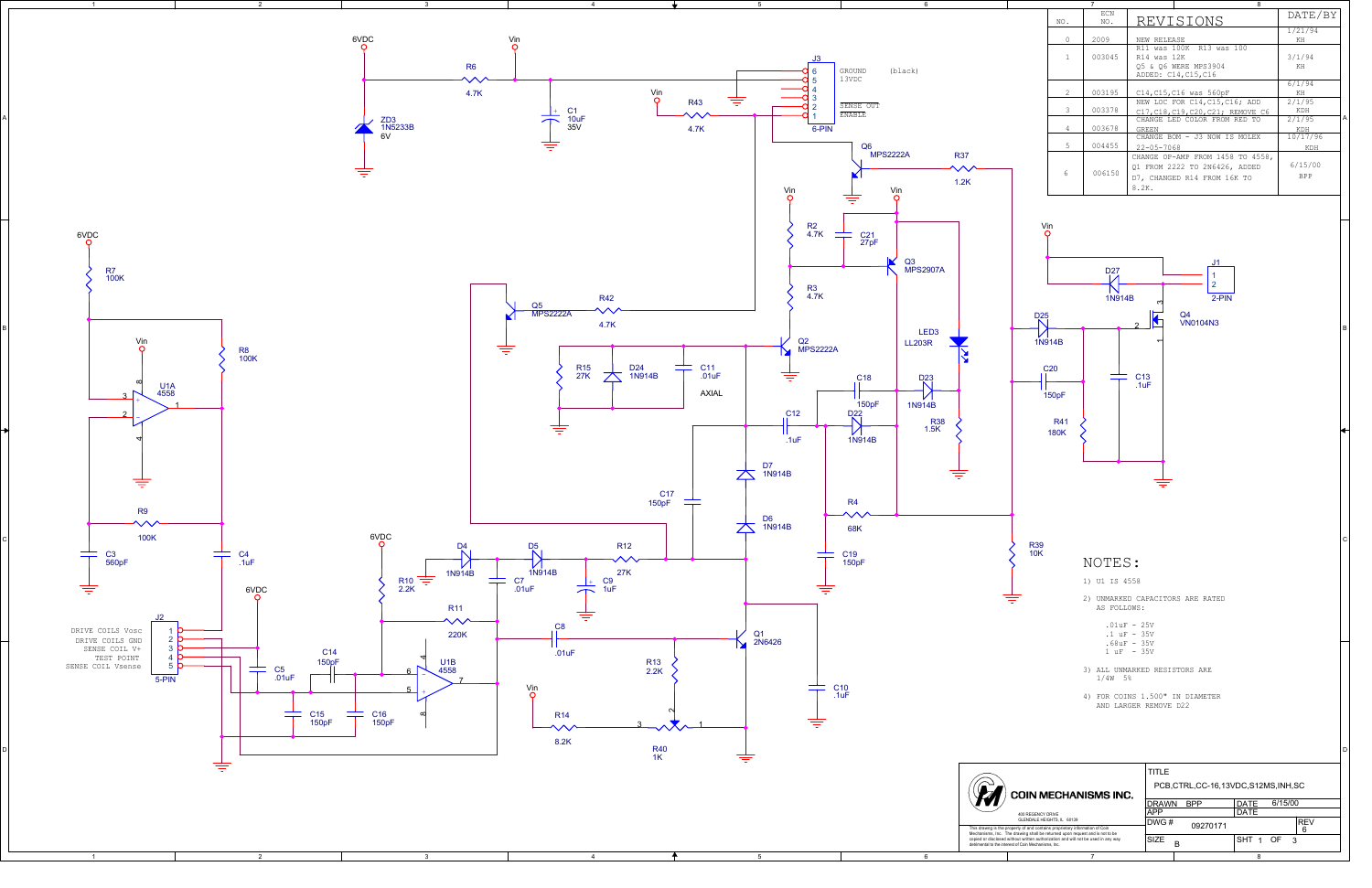## REVISIONS

| NO. | ECN NO. | REVISIONS | DATE/BY |
|---|---|---|---|
| 0 | 2009 | NEW RELEASE | 1/21/94 KH |
| 1 | 003045 | R11 was 100K R13 was 100 R14 was 12K Q5 & Q6 WERE MPS3904 ADDED: C14,C15,C16 | 3/1/94 KH |
| 2 | 003195 | C14,C15,C16 was 560pF | 6/1/94 KH |
| 3 | 003378 | NEW LOC FOR C14,C15,C16; ADD C17,C18,C19,C20,C21; REMOVE C6 | 2/1/95 KDH |
| 4 | 003678 | CHANGE LED COLOR FROM RED TO GREEN | 2/1/95 KDH |
| 5 | 004455 | CHANGE BOM - J3 NOW IS MOLEX 22-05-7068 | 10/17/96 KDH |
| 6 | 006150 | CHANGE OP-AMP FROM 1458 TO 4558, Q1 FROM 2222 TO 2N6426, ADDED D7, CHANGED R14 FROM 16K TO 8.2K. | 6/15/00 BPP |

J3 (6-PIN): 6 GROUND (black), 5 13VDC, 2 SENSE OUT, 1 ENABLE

J2 (5-PIN): 1 DRIVE COILS Vosc, 2 DRIVE COILS GND, 3 SENSE COIL V+, 4 TEST POINT, 5 SENSE COIL Vsense

J1 (2-PIN)

## NOTES:

1) U1 IS 4558

2) UNMARKED CAPACITORS ARE RATED AS FOLLOWS:

- .01uF - 25V
- .1 uF - 35V
- .68uF - 35V
- 1 uF - 35V

3) ALL UNMARKED RESISTORS ARE 1/4W 5%

4) FOR COINS 1.500" IN DIAMETER AND LARGER REMOVE D22

**COIN MECHANISMS INC.**
400 REGENCY DRIVE
GLENDALE HEIGHTS, IL 60139

This drawing is the property of and contains proprietary information of Coin Mechanisms, Inc. The drawing shall be returned upon request and is not to be copied or disclosed without written authorization and will not be used in any way detrimental to the interest of Coin Mechanisms, Inc.

| TITLE | PCB,CTRL,CC-16,13VDC,S12MS,INH,SC | | |
|---|---|---|---|
| DRAWN | BPP | DATE | 6/15/00 |
| APP | | DATE | |
| DWG # | 09270171 | REV | 6 |
| SIZE | B | SHT 1 OF 3 | |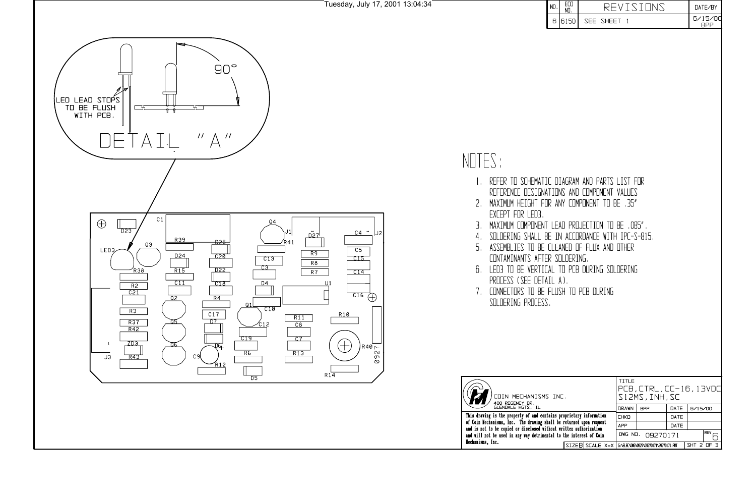Tuesday, July 17, 2001 13:04:34

| NO. | ECO NO. | REVISIONS | DATE/BY |
|---|---|---|---|
| 6 | 6150 | SEE SHEET 1 | 6/15/00 BPP |

LED LEAD STOPS TO BE FLUSH WITH PCB.

90°

DETAIL "A"

C1 D23 R39 D25 Q3 LED3 D24 C20 R38 R15 D22 R2 C11 C18 C21 Q2 R4 R3 C17 R37 Q5 D7 R42 ZD3 Q6 D6 J3 R43 C9 R12 Q4 J1 D27 C4 J2 R41 C5 R9 C13 R8 C15 C3 R7 C14 D4 U1 C16 Q1 C10 R11 R10 C12 C8 C19 C7 R6 R13 R40 0927 D5 R14

# NOTES:

1. REFER TO SCHEMATIC DIAGRAM AND PARTS LIST FOR REFERENCE DESIGNATIONS AND COMPONENT VALUES
2. MAXIMUM HEIGHT FOR ANY COMPONENT TO BE .35" EXCEPT FOR LED3.
3. MAXIMUM COMPONENT LEAD PROJECTION TO BE .085".
4. SOLDERING SHALL BE IN ACCORDANCE WITH IPC-S-815.
5. ASSEMBLIES TO BE CLEANED OF FLUX AND OTHER CONTAMINANTS AFTER SOLDERING.
6. LED3 TO BE VERTICAL TO PCB DURING SOLDERING PROCESS (SEE DETAIL A).
7. CONNECTORS TO BE FLUSH TO PCB DURING SOLDERING PROCESS.

COIN MECHANISMS INC.
400 REGENCY DR.
GLENDALE HGTS, IL

This drawing is the property of and contains proprietary information of Coin Mechanisms, Inc. The drawing shall be returned upon request and is not to be copied or disclosed without written authorization and will not be used in any way detrimental to the interest of Coin Mechanisms, Inc.

| TITLE | PCB, CTRL, CC-16, 13VDC S12MS, INH, SC | | |
|---|---|---|---|
| DRAWN | BPP | DATE | 6/15/00 |
| CHKD | | DATE | |
| APP | | DATE | |
| DWG NO. | 09270171 | REV | 6 |
| SIZE B | SCALE X=X | G:\ELEC\DWG\0927\09270171\09270171.PRT | SHT 2 OF 3 |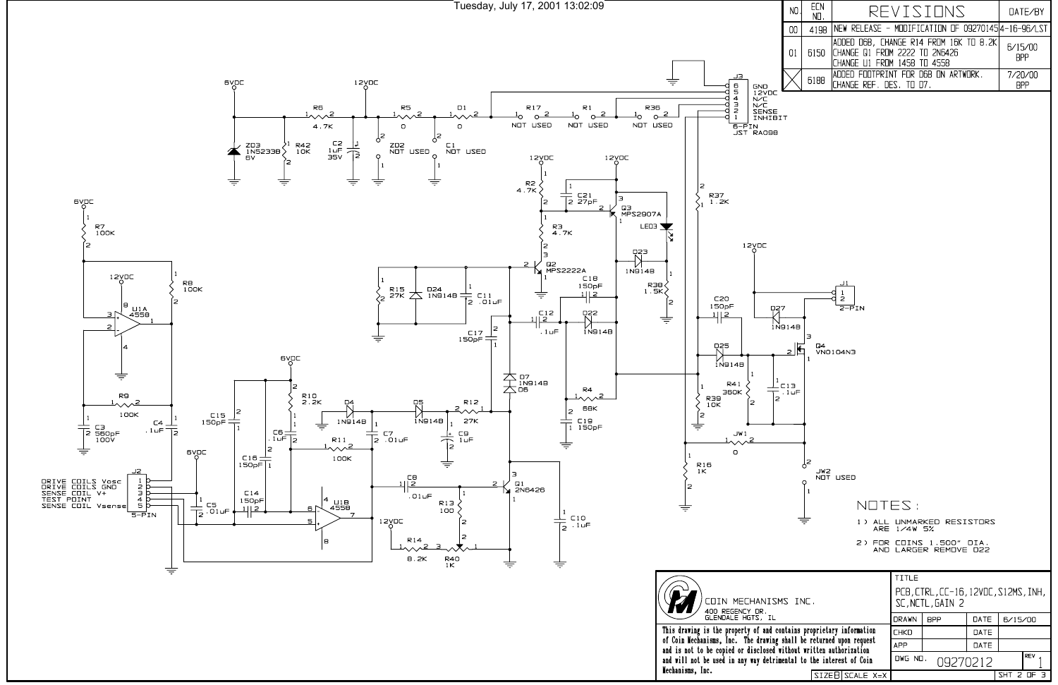Tuesday, July 17, 2001 13:02:09

| NO. | ECN NO. | REVISIONS | DATE/BY |
|---|---|---|---|
| 00 | 4198 | NEW RELEASE - MODIFICATION OF 09270145 | 4-16-96/LST |
| 01 | 6150 | ADDED D6B, CHANGE R14 FROM 16K TO 8.2K<br>CHANGE Q1 FROM 2222 TO 2N6426<br>CHANGE U1 FROM 1458 TO 4558 | 6/15/00 BPP |
| X | 6188 | ADDED FOOTPRINT FOR D6B ON ARTWORK.<br>CHANGE REF. DES. TO D7. | 7/20/00 BPP |

J3 (6-PIN JST RA098):

- 6 GND
- 5 12VDC
- 4 N/C
- 3 N/C
- 2 SENSE
- 1 INHIBIT

J2 (5-PIN):

- 1 DRIVE COILS Vosc
- 2 DRIVE COILS GND
- 3 SENSE COIL V+
- 4 TEST POINT
- 5 SENSE COIL Vsense

J1 (2-PIN)

Components: ZD3 1N5233B 6V; R42 10K; R6 4.7K; C2 1uF 35V; R5 0; ZD2 NOT USED; D1 0; C1 NOT USED; R17 NOT USED; R1 NOT USED; R36 NOT USED; R7 100K; R8 100K; U1A 4558; R9 100K; C3 560pF 100V; C4 .1uF; R2 4.7K; C21 27pF; Q3 MPS2907A; LED3; R3 4.7K; Q2 MPS2222A; R15 27K; D24 1N914B; C11 .01uF; D23 1N914B; R38 1.5K; C18 150pF; D22 1N914B; C12 .1uF; C17 150pF; D7 1N914B; D6; R4 68K; C19 150pF; R37 1.2K; C20 150pF; D27 1N914B; D25 1N914B; Q4 VN0104N3; R41 360K; C13 .1uF; R39 10K; JW1 0; JW2 NOT USED; R16 1K; R10 2.2K; D4 1N914B; D5 1N914B; R12 27K; C6 .1uF; C7 .01uF; C9 1uF; C15 150pF; C16 150pF; R11 100K; C14 150pF; C5 .01uF; U1B 4558; C8 .01uF; Q1 2N6426; R13 100; C10 .1uF; R14 8.2K; R40 1K.

NOTES:

1) ALL UNMARKED RESISTORS ARE 1/4W 5%
2) FOR COINS 1.500" DIA. AND LARGER REMOVE D22

COIN MECHANISMS INC.
400 REGENCY DR.
GLENDALE HGTS, IL

This drawing is the property of and contains proprietary information of Coin Mechanisms, Inc. The drawing shall be returned upon request and is not to be copied or disclosed without written authorization and will not be used in any way detrimental to the interest of Coin Mechanisms, Inc.

| TITLE | PCB,CTRL,CC-16,12VDC,S12MS,INH,SC,NCTL,GAIN 2 | | |
|---|---|---|---|
| DRAWN | BPP | DATE | 6/15/00 |
| CHKD | | DATE | |
| APP | | DATE | |
| DWG NO. | 09270212 | REV | 1 |
| SIZE B | SCALE X=X | SHT 2 OF 3 | |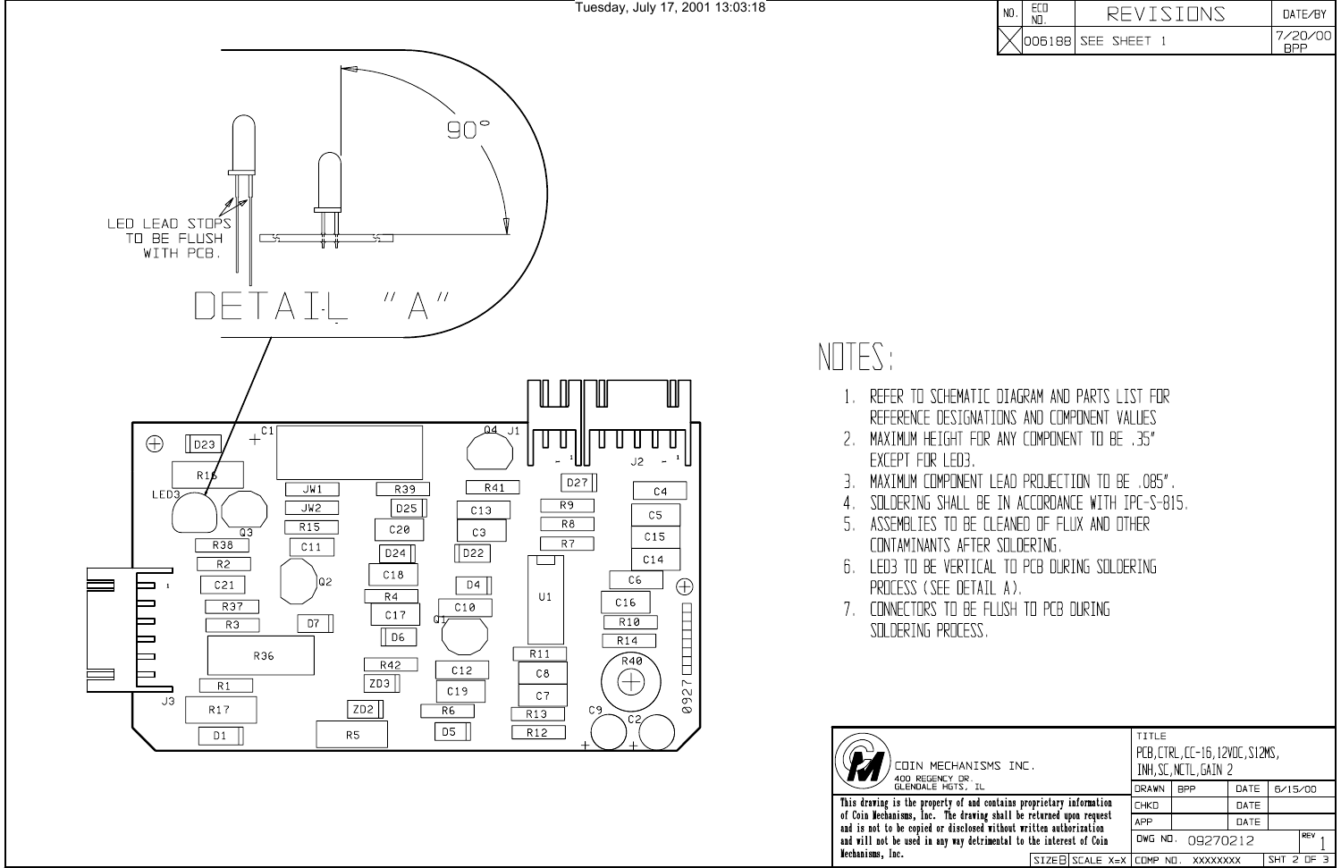Tuesday, July 17, 2001 13:03:18

| NO. | ECO NO. | REVISIONS | DATE/BY |
|---|---|---|---|
| X | 006188 | SEE SHEET 1 | 7/20/00 BPP |

90°

LED LEAD STOPS TO BE FLUSH WITH PCB.

DETAIL "A"

# NOTES:

1. REFER TO SCHEMATIC DIAGRAM AND PARTS LIST FOR REFERENCE DESIGNATIONS AND COMPONENT VALUES
2. MAXIMUM HEIGHT FOR ANY COMPONENT TO BE .35" EXCEPT FOR LED3.
3. MAXIMUM COMPONENT LEAD PROJECTION TO BE .085".
4. SOLDERING SHALL BE IN ACCORDANCE WITH IPC-S-815.
5. ASSEMBLIES TO BE CLEANED OF FLUX AND OTHER CONTAMINANTS AFTER SOLDERING.
6. LED3 TO BE VERTICAL TO PCB DURING SOLDERING PROCESS (SEE DETAIL A).
7. CONNECTORS TO BE FLUSH TO PCB DURING SOLDERING PROCESS.

D23 C1 R16 LED3 Q3 R38 R2 C21 R37 R3 R36 R1 J3 R17 D1 JW1 JW2 R15 C11 Q2 D7 R39 D25 C20 D24 C18 R4 C17 D6 R42 ZD3 ZD2 R5 Q4 J1 R41 C13 C3 D22 D4 C10 Q1 C12 C19 R6 D5 D27 R9 R8 R7 U1 R11 C8 C7 R13 R12 J2 C4 C5 C15 C14 C6 C16 R10 R14 R40 C9 C2 0927

COIN MECHANISMS INC.
400 REGENCY DR.
GLENDALE HGTS, IL

This drawing is the property of and contains proprietary information of Coin Mechanisms, Inc. The drawing shall be returned upon request and is not to be copied or disclosed without written authorization and will not be used in any way detrimental to the interest of Coin Mechanisms, Inc.

| | | | |
|---|---|---|---|
| TITLE | PCB,CTRL,CC-16,12VDC,S12MS, INH,SC,NCTL,GAIN 2 | | |
| DRAWN | BPP | DATE | 6/15/00 |
| CHKD | | DATE | |
| APP | | DATE | |
| DWG NO. | 09270212 | REV | 1 |
| SIZE B | SCALE X=X | COMP NO. XXXXXXXX | SHT 2 OF 3 |